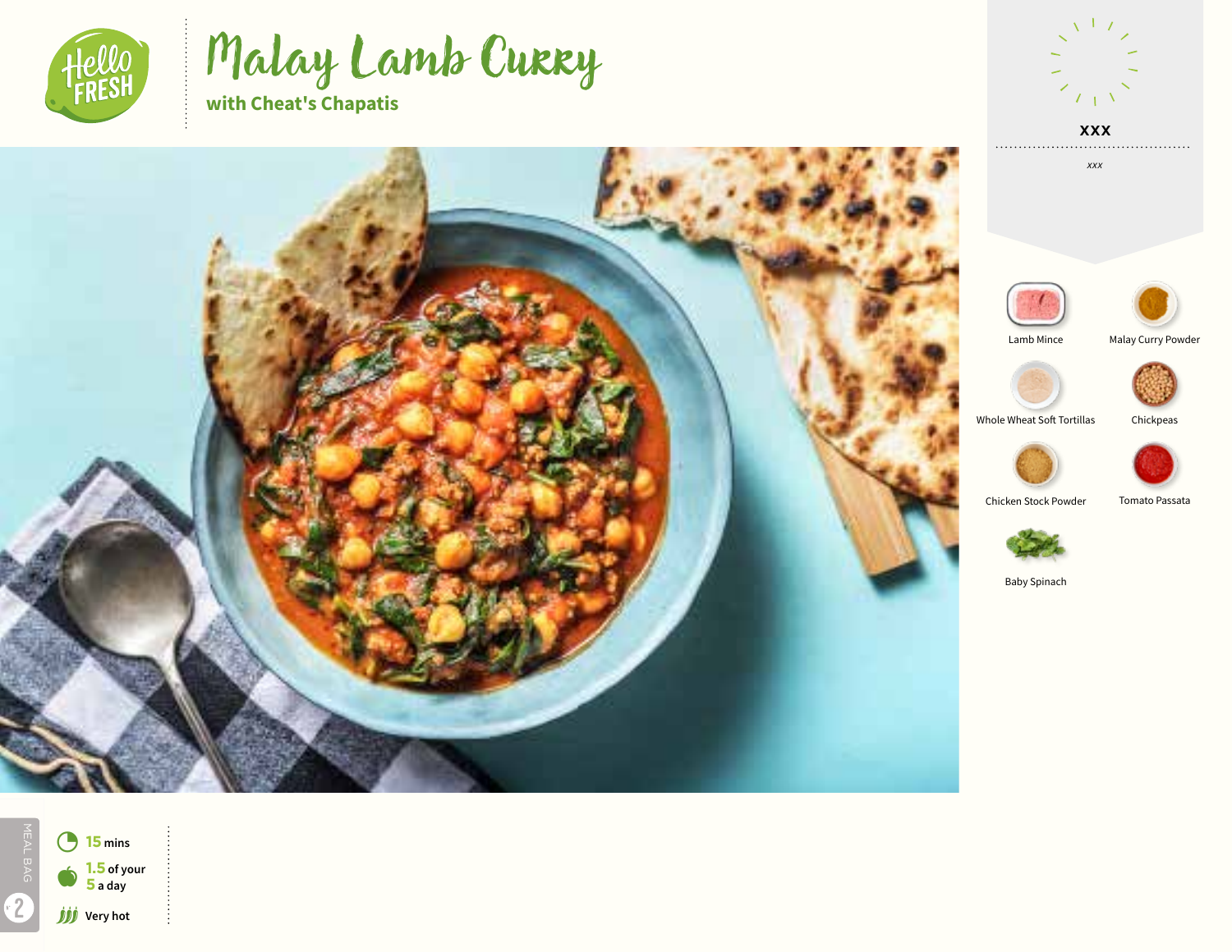# Malay Lamb Curry

## with Cheat's Chapatis

**XXX**

*xxx*

- Lamb Mince
- Malay Curry Powder
- Whole Wheat Soft Tortillas
- Chickpeas
- Chicken Stock Powder
- Tomato Passata
- Baby Spinach

**15** mins

**1.5** of your **5** a day

Very hot

MEAL BAG 2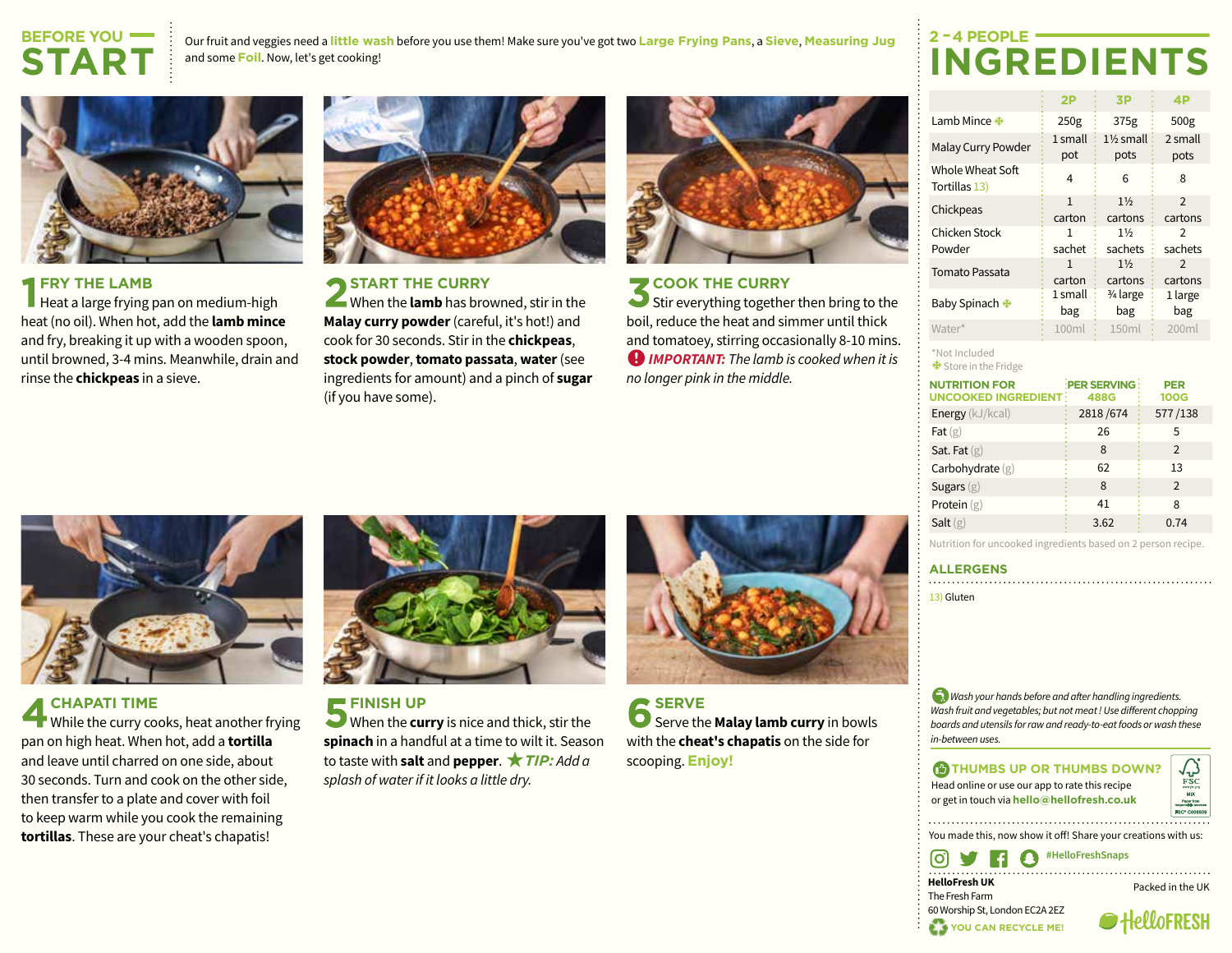# BEFORE YOU START

Our fruit and veggies need a **little wash** before you use them! Make sure you've got two **Large Frying Pans**, a **Sieve**, **Measuring Jug** and some **Foil**. Now, let's get cooking!

## 1 FRY THE LAMB

Heat a large frying pan on medium-high heat (no oil). When hot, add the **lamb mince** and fry, breaking it up with a wooden spoon, until browned, 3-4 mins. Meanwhile, drain and rinse the **chickpeas** in a sieve.

## 2 START THE CURRY

When the **lamb** has browned, stir in the **Malay curry powder** (careful, it's hot!) and cook for 30 seconds. Stir in the **chickpeas**, **stock powder**, **tomato passata**, **water** (see ingredients for amount) and a pinch of **sugar** (if you have some).

## 3 COOK THE CURRY

Stir everything together then bring to the boil, reduce the heat and simmer until thick and tomatoey, stirring occasionally 8-10 mins. ***IMPORTANT:** The lamb is cooked when it is no longer pink in the middle.*

## 4 CHAPATI TIME

While the curry cooks, heat another frying pan on high heat. When hot, add a **tortilla** and leave until charred on one side, about 30 seconds. Turn and cook on the other side, then transfer to a plate and cover with foil to keep warm while you cook the remaining **tortillas**. These are your cheat's chapatis!

## 5 FINISH UP

When the **curry** is nice and thick, stir the **spinach** in a handful at a time to wilt it. Season to taste with **salt** and **pepper**. ★ ***TIP:** Add a splash of water if it looks a little dry.*

## 6 SERVE

Serve the **Malay lamb curry** in bowls with the **cheat's chapatis** on the side for scooping. **Enjoy!**

# 2 - 4 PEOPLE INGREDIENTS

| | 2P | 3P | 4P |
|---|---|---|---|
| Lamb Mince ❄ | 250g | 375g | 500g |
| Malay Curry Powder | 1 small pot | 1½ small pots | 2 small pots |
| Whole Wheat Soft Tortillas 13) | 4 | 6 | 8 |
| Chickpeas | 1 carton | 1½ cartons | 2 cartons |
| Chicken Stock Powder | 1 sachet | 1½ sachets | 2 sachets |
| Tomato Passata | 1 carton | 1½ cartons | 2 cartons |
| Baby Spinach ❄ | 1 small bag | ¾ large bag | 1 large bag |
| Water* | 100ml | 150ml | 200ml |

*Not Included
❄ Store in the Fridge

| NUTRITION FOR UNCOOKED INGREDIENT | PER SERVING 488G | PER 100G |
|---|---|---|
| Energy (kJ/kcal) | 2818 /674 | 577 /138 |
| Fat (g) | 26 | 5 |
| Sat. Fat (g) | 8 | 2 |
| Carbohydrate (g) | 62 | 13 |
| Sugars (g) | 8 | 2 |
| Protein (g) | 41 | 8 |
| Salt (g) | 3.62 | 0.74 |

Nutrition for uncooked ingredients based on 2 person recipe.

## ALLERGENS

13) Gluten

*Wash your hands before and after handling ingredients. Wash fruit and vegetables; but not meat ! Use different chopping boards and utensils for raw and ready-to-eat foods or wash these in-between uses.*

## THUMBS UP OR THUMBS DOWN?

Head online or use our app to rate this recipe or get in touch via **hello@hellofresh.co.uk**

You made this, now show it off! Share your creations with us:

#HelloFreshSnaps

**HelloFresh UK**
The Fresh Farm
60 Worship St, London EC2A 2EZ

Packed in the UK

YOU CAN RECYCLE ME!

HelloFRESH